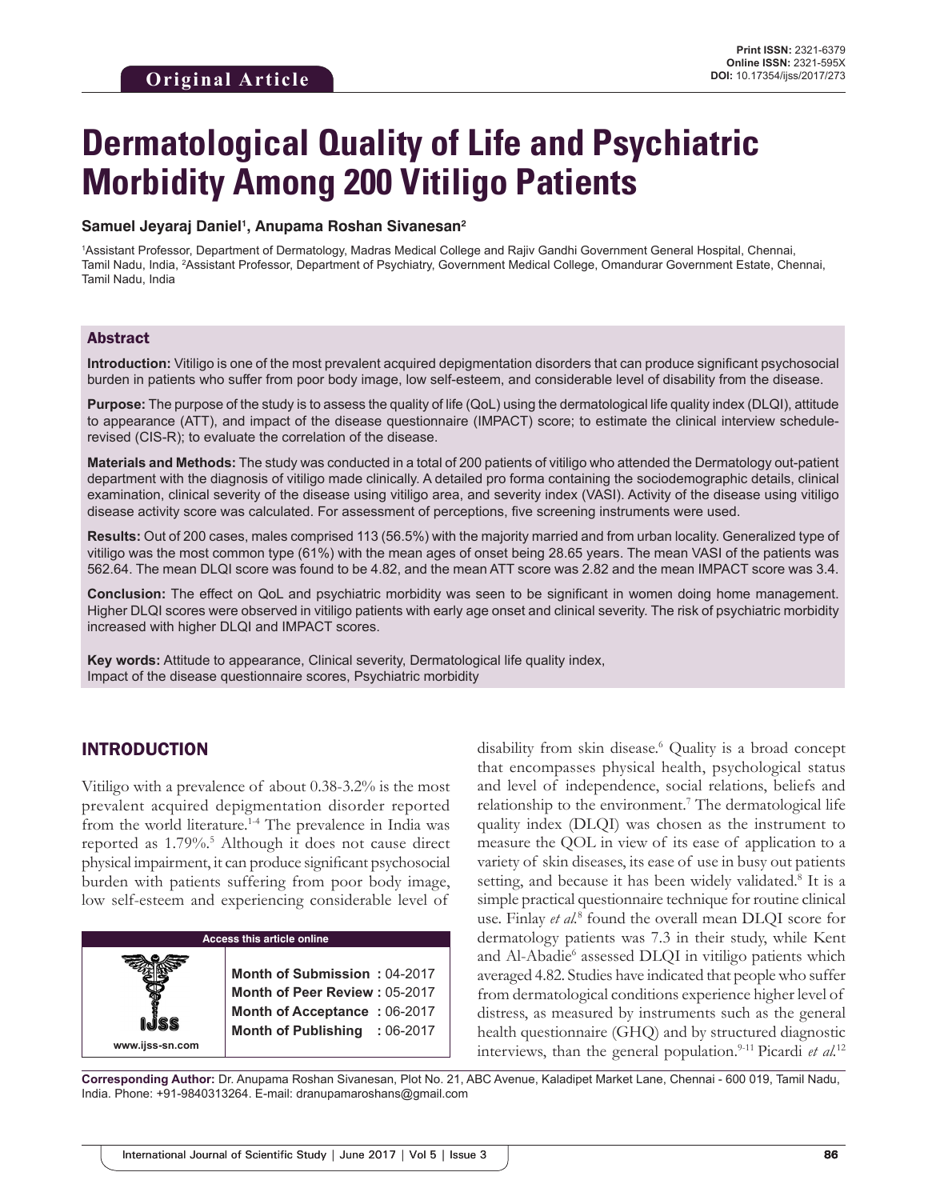Original Article

Print ISSN: 2321-6379
Online ISSN: 2321-595X
DOI: 10.17354/ijss/2017/273

# Dermatological Quality of Life and Psychiatric Morbidity Among 200 Vitiligo Patients

**Samuel Jeyaraj Daniel[1], Anupama Roshan Sivanesan[2]**

[1]Assistant Professor, Department of Dermatology, Madras Medical College and Rajiv Gandhi Government General Hospital, Chennai, Tamil Nadu, India, [2]Assistant Professor, Department of Psychiatry, Government Medical College, Omandurar Government Estate, Chennai, Tamil Nadu, India

## Abstract

**Introduction:** Vitiligo is one of the most prevalent acquired depigmentation disorders that can produce significant psychosocial burden in patients who suffer from poor body image, low self-esteem, and considerable level of disability from the disease.

**Purpose:** The purpose of the study is to assess the quality of life (QoL) using the dermatological life quality index (DLQI), attitude to appearance (ATT), and impact of the disease questionnaire (IMPACT) score; to estimate the clinical interview schedule-revised (CIS-R); to evaluate the correlation of the disease.

**Materials and Methods:** The study was conducted in a total of 200 patients of vitiligo who attended the Dermatology out-patient department with the diagnosis of vitiligo made clinically. A detailed pro forma containing the sociodemographic details, clinical examination, clinical severity of the disease using vitiligo area, and severity index (VASI). Activity of the disease using vitiligo disease activity score was calculated. For assessment of perceptions, five screening instruments were used.

**Results:** Out of 200 cases, males comprised 113 (56.5%) with the majority married and from urban locality. Generalized type of vitiligo was the most common type (61%) with the mean ages of onset being 28.65 years. The mean VASI of the patients was 562.64. The mean DLQI score was found to be 4.82, and the mean ATT score was 2.82 and the mean IMPACT score was 3.4.

**Conclusion:** The effect on QoL and psychiatric morbidity was seen to be significant in women doing home management. Higher DLQI scores were observed in vitiligo patients with early age onset and clinical severity. The risk of psychiatric morbidity increased with higher DLQI and IMPACT scores.

**Key words:** Attitude to appearance, Clinical severity, Dermatological life quality index, Impact of the disease questionnaire scores, Psychiatric morbidity

## INTRODUCTION

Vitiligo with a prevalence of about 0.38-3.2% is the most prevalent acquired depigmentation disorder reported from the world literature.[1-4] The prevalence in India was reported as 1.79%.[5] Although it does not cause direct physical impairment, it can produce significant psychosocial burden with patients suffering from poor body image, low self-esteem and experiencing considerable level of disability from skin disease.[6] Quality is a broad concept that encompasses physical health, psychological status and level of independence, social relations, beliefs and relationship to the environment.[7] The dermatological life quality index (DLQI) was chosen as the instrument to measure the QOL in view of its ease of application to a variety of skin diseases, its ease of use in busy out patients setting, and because it has been widely validated.[8] It is a simple practical questionnaire technique for routine clinical use. Finlay *et al.*[8] found the overall mean DLQI score for dermatology patients was 7.3 in their study, while Kent and Al-Abadie[6] assessed DLQI in vitiligo patients which averaged 4.82. Studies have indicated that people who suffer from dermatological conditions experience higher level of distress, as measured by instruments such as the general health questionnaire (GHQ) and by structured diagnostic interviews, than the general population.[9-11] Picardi *et al.*[12]

| Access this article online | |
|---|---|
| www.ijss-sn.com | Month of Submission : 04-2017<br>Month of Peer Review : 05-2017<br>Month of Acceptance : 06-2017<br>Month of Publishing : 06-2017 |

**Corresponding Author:** Dr. Anupama Roshan Sivanesan, Plot No. 21, ABC Avenue, Kaladipet Market Lane, Chennai - 600 019, Tamil Nadu, India. Phone: +91-9840313264. E-mail: dranupamaroshans@gmail.com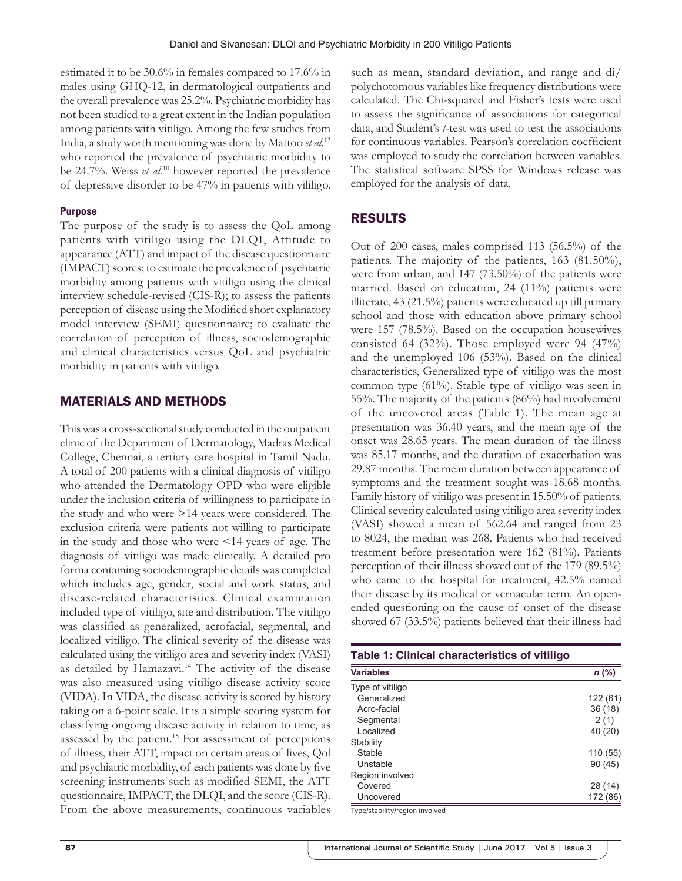estimated it to be 30.6% in females compared to 17.6% in males using GHQ-12, in dermatological outpatients and the overall prevalence was 25.2%. Psychiatric morbidity has not been studied to a great extent in the Indian population among patients with vitiligo. Among the few studies from India, a study worth mentioning was done by Mattoo *et al.*[13] who reported the prevalence of psychiatric morbidity to be 24.7%. Weiss *et al.*[10] however reported the prevalence of depressive disorder to be 47% in patients with vililigo.

### Purpose

The purpose of the study is to assess the QoL among patients with vitiligo using the DLQI, Attitude to appearance (ATT) and impact of the disease questionnaire (IMPACT) scores; to estimate the prevalence of psychiatric morbidity among patients with vitiligo using the clinical interview schedule-revised (CIS-R); to assess the patients perception of disease using the Modified short explanatory model interview (SEMI) questionnaire; to evaluate the correlation of perception of illness, sociodemographic and clinical characteristics versus QoL and psychiatric morbidity in patients with vitiligo.

## MATERIALS AND METHODS

This was a cross-sectional study conducted in the outpatient clinic of the Department of Dermatology, Madras Medical College, Chennai, a tertiary care hospital in Tamil Nadu. A total of 200 patients with a clinical diagnosis of vitiligo who attended the Dermatology OPD who were eligible under the inclusion criteria of willingness to participate in the study and who were >14 years were considered. The exclusion criteria were patients not willing to participate in the study and those who were <14 years of age. The diagnosis of vitiligo was made clinically. A detailed pro forma containing sociodemographic details was completed which includes age, gender, social and work status, and disease-related characteristics. Clinical examination included type of vitiligo, site and distribution. The vitiligo was classified as generalized, acrofacial, segmental, and localized vitiligo. The clinical severity of the disease was calculated using the vitiligo area and severity index (VASI) as detailed by Hamazavi.[14] The activity of the disease was also measured using vitiligo disease activity score (VIDA). In VIDA, the disease activity is scored by history taking on a 6-point scale. It is a simple scoring system for classifying ongoing disease activity in relation to time, as assessed by the patient.[15] For assessment of perceptions of illness, their ATT, impact on certain areas of lives, Qol and psychiatric morbidity, of each patients was done by five screening instruments such as modified SEMI, the ATT questionnaire, IMPACT, the DLQI, and the score (CIS-R). From the above measurements, continuous variables such as mean, standard deviation, and range and di/polychotomous variables like frequency distributions were calculated. The Chi-squared and Fisher's tests were used to assess the significance of associations for categorical data, and Student's *t*-test was used to test the associations for continuous variables. Pearson's correlation coefficient was employed to study the correlation between variables. The statistical software SPSS for Windows release was employed for the analysis of data.

## RESULTS

Out of 200 cases, males comprised 113 (56.5%) of the patients. The majority of the patients, 163 (81.50%), were from urban, and 147 (73.50%) of the patients were married. Based on education, 24 (11%) patients were illiterate, 43 (21.5%) patients were educated up till primary school and those with education above primary school were 157 (78.5%). Based on the occupation housewives consisted 64 (32%). Those employed were 94 (47%) and the unemployed 106 (53%). Based on the clinical characteristics, Generalized type of vitiligo was the most common type (61%). Stable type of vitiligo was seen in 55%. The majority of the patients (86%) had involvement of the uncovered areas (Table 1). The mean age at presentation was 36.40 years, and the mean age of the onset was 28.65 years. The mean duration of the illness was 85.17 months, and the duration of exacerbation was 29.87 months. The mean duration between appearance of symptoms and the treatment sought was 18.68 months. Family history of vitiligo was present in 15.50% of patients. Clinical severity calculated using vitiligo area severity index (VASI) showed a mean of 562.64 and ranged from 23 to 8024, the median was 268. Patients who had received treatment before presentation were 162 (81%). Patients perception of their illness showed out of the 179 (89.5%) who came to the hospital for treatment, 42.5% named their disease by its medical or vernacular term. An open-ended questioning on the cause of onset of the disease showed 67 (33.5%) patients believed that their illness had

**Table 1: Clinical characteristics of vitiligo**

| Variables | *n* (%) |
|---|---|
| Type of vitiligo | |
| Generalized | 122 (61) |
| Acro-facial | 36 (18) |
| Segmental | 2 (1) |
| Localized | 40 (20) |
| Stability | |
| Stable | 110 (55) |
| Unstable | 90 (45) |
| Region involved | |
| Covered | 28 (14) |
| Uncovered | 172 (86) |

Type/stability/region involved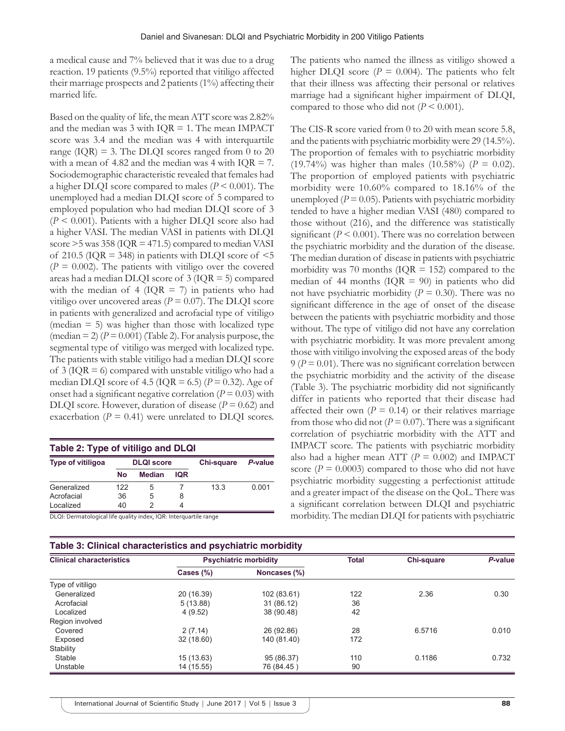a medical cause and 7% believed that it was due to a drug reaction. 19 patients (9.5%) reported that vitiligo affected their marriage prospects and 2 patients (1%) affecting their married life.

Based on the quality of life, the mean ATT score was 2.82% and the median was 3 with IQR = 1. The mean IMPACT score was 3.4 and the median was 4 with interquartile range (IQR) = 3. The DLQI scores ranged from 0 to 20 with a mean of 4.82 and the median was 4 with IQR = 7. Sociodemographic characteristic revealed that females had a higher DLQI score compared to males ($P < 0.001$). The unemployed had a median DLQI score of 5 compared to employed population who had median DLQI score of 3 ($P < 0.001$). Patients with a higher DLQI score also had a higher VASI. The median VASI in patients with DLQI score >5 was 358 (IQR = 471.5) compared to median VASI of 210.5 (IQR = 348) in patients with DLQI score of <5 ($P = 0.002$). The patients with vitiligo over the covered areas had a median DLQI score of 3 (IQR = 5) compared with the median of 4 (IQR = 7) in patients who had vitiligo over uncovered areas ($P = 0.07$). The DLQI score in patients with generalized and acrofacial type of vitiligo (median = 5) was higher than those with localized type (median = 2) ($P = 0.001$) (Table 2). For analysis purpose, the segmental type of vitiligo was merged with localized type. The patients with stable vitiligo had a median DLQI score of 3 (IQR = 6) compared with unstable vitiligo who had a median DLQI score of 4.5 (IQR = 6.5) ($P = 0.32$). Age of onset had a significant negative correlation ($P = 0.03$) with DLQI score. However, duration of disease ($P = 0.62$) and exacerbation ($P = 0.41$) were unrelated to DLQI scores.

**Table 2: Type of vitiligo and DLQI**

| Type of vitiligoa | DLQI score | | | Chi-square | *P*-value |
|---|---|---|---|---|---|
| | No | Median | IQR | | |
| Generalized | 122 | 5 | 7 | 13.3 | 0.001 |
| Acrofacial | 36 | 5 | 8 | | |
| Localized | 40 | 2 | 4 | | |

DLQI: Dermatological life quality index, IQR: Interquartile range

The patients who named the illness as vitiligo showed a higher DLQI score ($P = 0.004$). The patients who felt that their illness was affecting their personal or relatives marriage had a significant higher impairment of DLQI, compared to those who did not ($P < 0.001$).

The CIS-R score varied from 0 to 20 with mean score 5.8, and the patients with psychiatric morbidity were 29 (14.5%). The proportion of females with to psychiatric morbidity (19.74%) was higher than males (10.58%) ($P = 0.02$). The proportion of employed patients with psychiatric morbidity were 10.60% compared to 18.16% of the unemployed ($P = 0.05$). Patients with psychiatric morbidity tended to have a higher median VASI (480) compared to those without (216), and the difference was statistically significant ($P < 0.001$). There was no correlation between the psychiatric morbidity and the duration of the disease. The median duration of disease in patients with psychiatric morbidity was 70 months (IQR = 152) compared to the median of 44 months (IQR = 90) in patients who did not have psychiatric morbidity ($P = 0.30$). There was no significant difference in the age of onset of the disease between the patients with psychiatric morbidity and those without. The type of vitiligo did not have any correlation with psychiatric morbidity. It was more prevalent among those with vitiligo involving the exposed areas of the body 9 ($P = 0.01$). There was no significant correlation between the psychiatric morbidity and the activity of the disease (Table 3). The psychiatric morbidity did not significantly differ in patients who reported that their disease had affected their own ($P = 0.14$) or their relatives marriage from those who did not ($P = 0.07$). There was a significant correlation of psychiatric morbidity with the ATT and IMPACT score. The patients with psychiatric morbidity also had a higher mean ATT ($P = 0.002$) and IMPACT score ($P = 0.0003$) compared to those who did not have psychiatric morbidity suggesting a perfectionist attitude and a greater impact of the disease on the QoL. There was a significant correlation between DLQI and psychiatric morbidity. The median DLQI for patients with psychiatric

**Table 3: Clinical characteristics and psychiatric morbidity**

| Clinical characteristics | Psychiatric morbidity | | Total | Chi-square | *P*-value |
|---|---|---|---|---|---|
| | Cases (%) | Noncases (%) | | | |
| Type of vitiligo | | | | | |
| Generalized | 20 (16.39) | 102 (83.61) | 122 | 2.36 | 0.30 |
| Acrofacial | 5 (13.88) | 31 (86.12) | 36 | | |
| Localized | 4 (9.52) | 38 (90.48) | 42 | | |
| Region involved | | | | | |
| Covered | 2 (7.14) | 26 (92.86) | 28 | 6.5716 | 0.010 |
| Exposed | 32 (18.60) | 140 (81.40) | 172 | | |
| Stability | | | | | |
| Stable | 15 (13.63) | 95 (86.37) | 110 | 0.1186 | 0.732 |
| Unstable | 14 (15.55) | 76 (84.45 ) | 90 | | |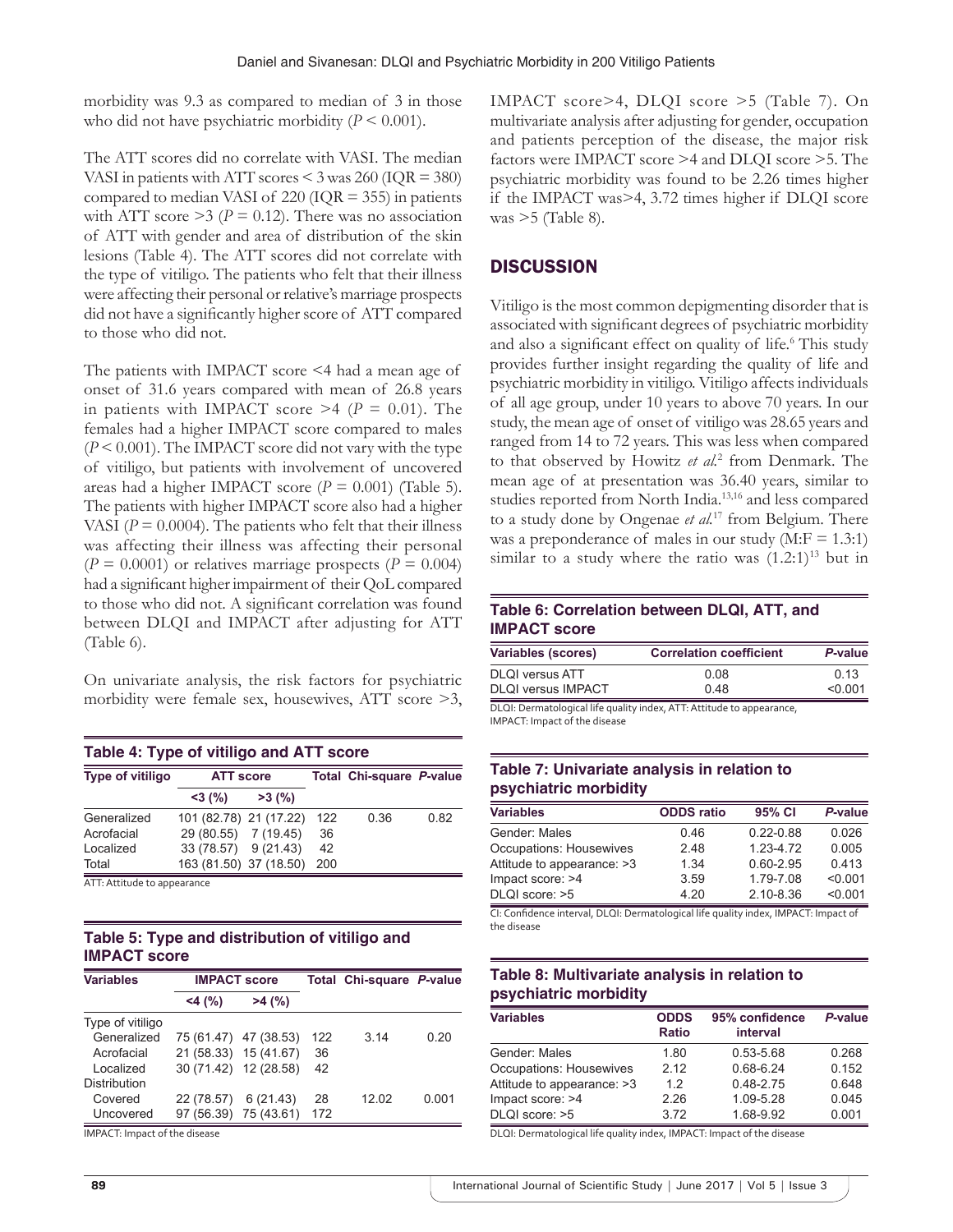morbidity was 9.3 as compared to median of 3 in those who did not have psychiatric morbidity ($P < 0.001$).

The ATT scores did no correlate with VASI. The median VASI in patients with ATT scores < 3 was 260 (IQR = 380) compared to median VASI of 220 (IQR = 355) in patients with ATT score >3 ($P = 0.12$). There was no association of ATT with gender and area of distribution of the skin lesions (Table 4). The ATT scores did not correlate with the type of vitiligo. The patients who felt that their illness were affecting their personal or relative's marriage prospects did not have a significantly higher score of ATT compared to those who did not.

The patients with IMPACT score <4 had a mean age of onset of 31.6 years compared with mean of 26.8 years in patients with IMPACT score >4 ($P = 0.01$). The females had a higher IMPACT score compared to males ($P < 0.001$). The IMPACT score did not vary with the type of vitiligo, but patients with involvement of uncovered areas had a higher IMPACT score ($P = 0.001$) (Table 5). The patients with higher IMPACT score also had a higher VASI ($P = 0.0004$). The patients who felt that their illness was affecting their illness was affecting their personal ($P = 0.0001$) or relatives marriage prospects ($P = 0.004$) had a significant higher impairment of their QoL compared to those who did not. A significant correlation was found between DLQI and IMPACT after adjusting for ATT (Table 6).

On univariate analysis, the risk factors for psychiatric morbidity were female sex, housewives, ATT score >3, IMPACT score>4, DLQI score >5 (Table 7). On multivariate analysis after adjusting for gender, occupation and patients perception of the disease, the major risk factors were IMPACT score >4 and DLQI score >5. The psychiatric morbidity was found to be 2.26 times higher if the IMPACT was>4, 3.72 times higher if DLQI score was >5 (Table 8).

**Table 4: Type of vitiligo and ATT score**

| Type of vitiligo | ATT score | | Total | Chi-square | P-value |
|---|---|---|---|---|---|
| | <3 (%) | >3 (%) | | | |
| Generalized | 101 (82.78) | 21 (17.22) | 122 | 0.36 | 0.82 |
| Acrofacial | 29 (80.55) | 7 (19.45) | 36 | | |
| Localized | 33 (78.57) | 9 (21.43) | 42 | | |
| Total | 163 (81.50) | 37 (18.50) | 200 | | |

ATT: Attitude to appearance

**Table 5: Type and distribution of vitiligo and IMPACT score**

| Variables | IMPACT score | | Total | Chi-square | P-value |
|---|---|---|---|---|---|
| | <4 (%) | >4 (%) | | | |
| Type of vitiligo | | | | | |
| Generalized | 75 (61.47) | 47 (38.53) | 122 | 3.14 | 0.20 |
| Acrofacial | 21 (58.33) | 15 (41.67) | 36 | | |
| Localized | 30 (71.42) | 12 (28.58) | 42 | | |
| Distribution | | | | | |
| Covered | 22 (78.57) | 6 (21.43) | 28 | 12.02 | 0.001 |
| Uncovered | 97 (56.39) | 75 (43.61) | 172 | | |

IMPACT: Impact of the disease

## DISCUSSION

Vitiligo is the most common depigmenting disorder that is associated with significant degrees of psychiatric morbidity and also a significant effect on quality of life.[6] This study provides further insight regarding the quality of life and psychiatric morbidity in vitiligo. Vitiligo affects individuals of all age group, under 10 years to above 70 years. In our study, the mean age of onset of vitiligo was 28.65 years and ranged from 14 to 72 years. This was less when compared to that observed by Howitz *et al.*[2] from Denmark. The mean age of at presentation was 36.40 years, similar to studies reported from North India.[13,16] and less compared to a study done by Ongenae *et al.*[17] from Belgium. There was a preponderance of males in our study (M:F = 1.3:1) similar to a study where the ratio was (1.2:1)[13] but in

**Table 6: Correlation between DLQI, ATT, and IMPACT score**

| Variables (scores) | Correlation coefficient | P-value |
|---|---|---|
| DLQI versus ATT | 0.08 | 0.13 |
| DLQI versus IMPACT | 0.48 | <0.001 |

DLQI: Dermatological life quality index, ATT: Attitude to appearance, IMPACT: Impact of the disease

**Table 7: Univariate analysis in relation to psychiatric morbidity**

| Variables | ODDS ratio | 95% CI | P-value |
|---|---|---|---|
| Gender: Males | 0.46 | 0.22-0.88 | 0.026 |
| Occupations: Housewives | 2.48 | 1.23-4.72 | 0.005 |
| Attitude to appearance: >3 | 1.34 | 0.60-2.95 | 0.413 |
| Impact score: >4 | 3.59 | 1.79-7.08 | <0.001 |
| DLQI score: >5 | 4.20 | 2.10-8.36 | <0.001 |

CI: Confidence interval, DLQI: Dermatological life quality index, IMPACT: Impact of the disease

**Table 8: Multivariate analysis in relation to psychiatric morbidity**

| Variables | ODDS Ratio | 95% confidence interval | P-value |
|---|---|---|---|
| Gender: Males | 1.80 | 0.53-5.68 | 0.268 |
| Occupations: Housewives | 2.12 | 0.68-6.24 | 0.152 |
| Attitude to appearance: >3 | 1.2 | 0.48-2.75 | 0.648 |
| Impact score: >4 | 2.26 | 1.09-5.28 | 0.045 |
| DLQI score: >5 | 3.72 | 1.68-9.92 | 0.001 |

DLQI: Dermatological life quality index, IMPACT: Impact of the disease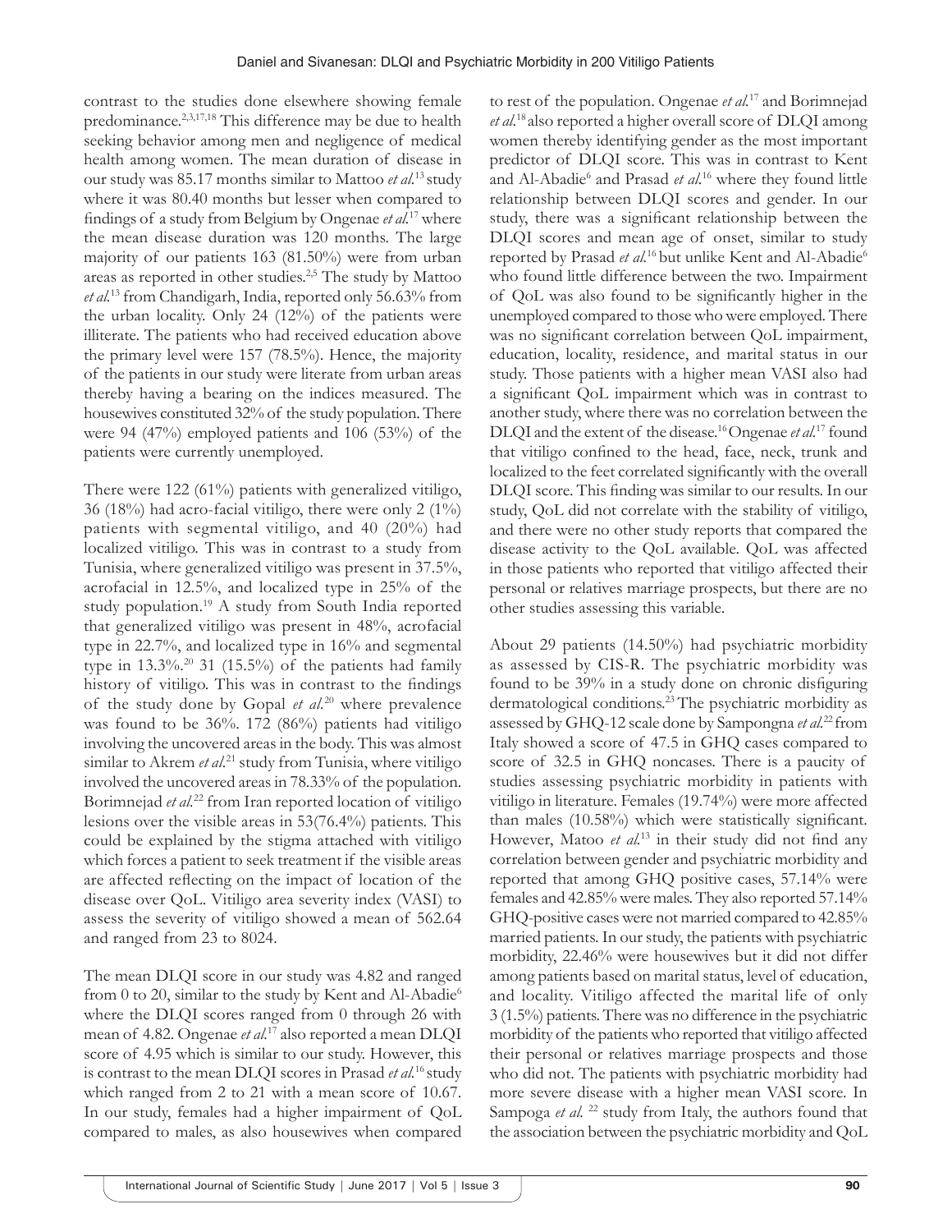contrast to the studies done elsewhere showing female predominance.[2,3,17,18] This difference may be due to health seeking behavior among men and negligence of medical health among women. The mean duration of disease in our study was 85.17 months similar to Mattoo *et al.*[13] study where it was 80.40 months but lesser when compared to findings of a study from Belgium by Ongenae *et al.*[17] where the mean disease duration was 120 months. The large majority of our patients 163 (81.50%) were from urban areas as reported in other studies.[2,5] The study by Mattoo *et al.*[13] from Chandigarh, India, reported only 56.63% from the urban locality. Only 24 (12%) of the patients were illiterate. The patients who had received education above the primary level were 157 (78.5%). Hence, the majority of the patients in our study were literate from urban areas thereby having a bearing on the indices measured. The housewives constituted 32% of the study population. There were 94 (47%) employed patients and 106 (53%) of the patients were currently unemployed.

There were 122 (61%) patients with generalized vitiligo, 36 (18%) had acro-facial vitiligo, there were only 2 (1%) patients with segmental vitiligo, and 40 (20%) had localized vitiligo. This was in contrast to a study from Tunisia, where generalized vitiligo was present in 37.5%, acrofacial in 12.5%, and localized type in 25% of the study population.[19] A study from South India reported that generalized vitiligo was present in 48%, acrofacial type in 22.7%, and localized type in 16% and segmental type in 13.3%.[20] 31 (15.5%) of the patients had family history of vitiligo. This was in contrast to the findings of the study done by Gopal *et al.*[20] where prevalence was found to be 36%. 172 (86%) patients had vitiligo involving the uncovered areas in the body. This was almost similar to Akrem *et al.*[21] study from Tunisia, where vitiligo involved the uncovered areas in 78.33% of the population. Borimnejad *et al.*[22] from Iran reported location of vitiligo lesions over the visible areas in 53(76.4%) patients. This could be explained by the stigma attached with vitiligo which forces a patient to seek treatment if the visible areas are affected reflecting on the impact of location of the disease over QoL. Vitiligo area severity index (VASI) to assess the severity of vitiligo showed a mean of 562.64 and ranged from 23 to 8024.

The mean DLQI score in our study was 4.82 and ranged from 0 to 20, similar to the study by Kent and Al-Abadie[6] where the DLQI scores ranged from 0 through 26 with mean of 4.82. Ongenae *et al.*[17] also reported a mean DLQI score of 4.95 which is similar to our study. However, this is contrast to the mean DLQI scores in Prasad *et al.*[16] study which ranged from 2 to 21 with a mean score of 10.67. In our study, females had a higher impairment of QoL compared to males, as also housewives when compared to rest of the population. Ongenae *et al.*[17] and Borimnejad *et al.*[18] also reported a higher overall score of DLQI among women thereby identifying gender as the most important predictor of DLQI score. This was in contrast to Kent and Al-Abadie[6] and Prasad *et al.*[16] where they found little relationship between DLQI scores and gender. In our study, there was a significant relationship between the DLQI scores and mean age of onset, similar to study reported by Prasad *et al.*[16] but unlike Kent and Al-Abadie[6] who found little difference between the two. Impairment of QoL was also found to be significantly higher in the unemployed compared to those who were employed. There was no significant correlation between QoL impairment, education, locality, residence, and marital status in our study. Those patients with a higher mean VASI also had a significant QoL impairment which was in contrast to another study, where there was no correlation between the DLQI and the extent of the disease.[16] Ongenae *et al.*[17] found that vitiligo confined to the head, face, neck, trunk and localized to the feet correlated significantly with the overall DLQI score. This finding was similar to our results. In our study, QoL did not correlate with the stability of vitiligo, and there were no other study reports that compared the disease activity to the QoL available. QoL was affected in those patients who reported that vitiligo affected their personal or relatives marriage prospects, but there are no other studies assessing this variable.

About 29 patients (14.50%) had psychiatric morbidity as assessed by CIS-R. The psychiatric morbidity was found to be 39% in a study done on chronic disfiguring dermatological conditions.[23] The psychiatric morbidity as assessed by GHQ-12 scale done by Sampongna *et al.*[22] from Italy showed a score of 47.5 in GHQ cases compared to score of 32.5 in GHQ noncases. There is a paucity of studies assessing psychiatric morbidity in patients with vitiligo in literature. Females (19.74%) were more affected than males (10.58%) which were statistically significant. However, Matoo *et al.*[13] in their study did not find any correlation between gender and psychiatric morbidity and reported that among GHQ positive cases, 57.14% were females and 42.85% were males. They also reported 57.14% GHQ-positive cases were not married compared to 42.85% married patients. In our study, the patients with psychiatric morbidity, 22.46% were housewives but it did not differ among patients based on marital status, level of education, and locality. Vitiligo affected the marital life of only 3 (1.5%) patients. There was no difference in the psychiatric morbidity of the patients who reported that vitiligo affected their personal or relatives marriage prospects and those who did not. The patients with psychiatric morbidity had more severe disease with a higher mean VASI score. In Sampoga *et al.* [22] study from Italy, the authors found that the association between the psychiatric morbidity and QoL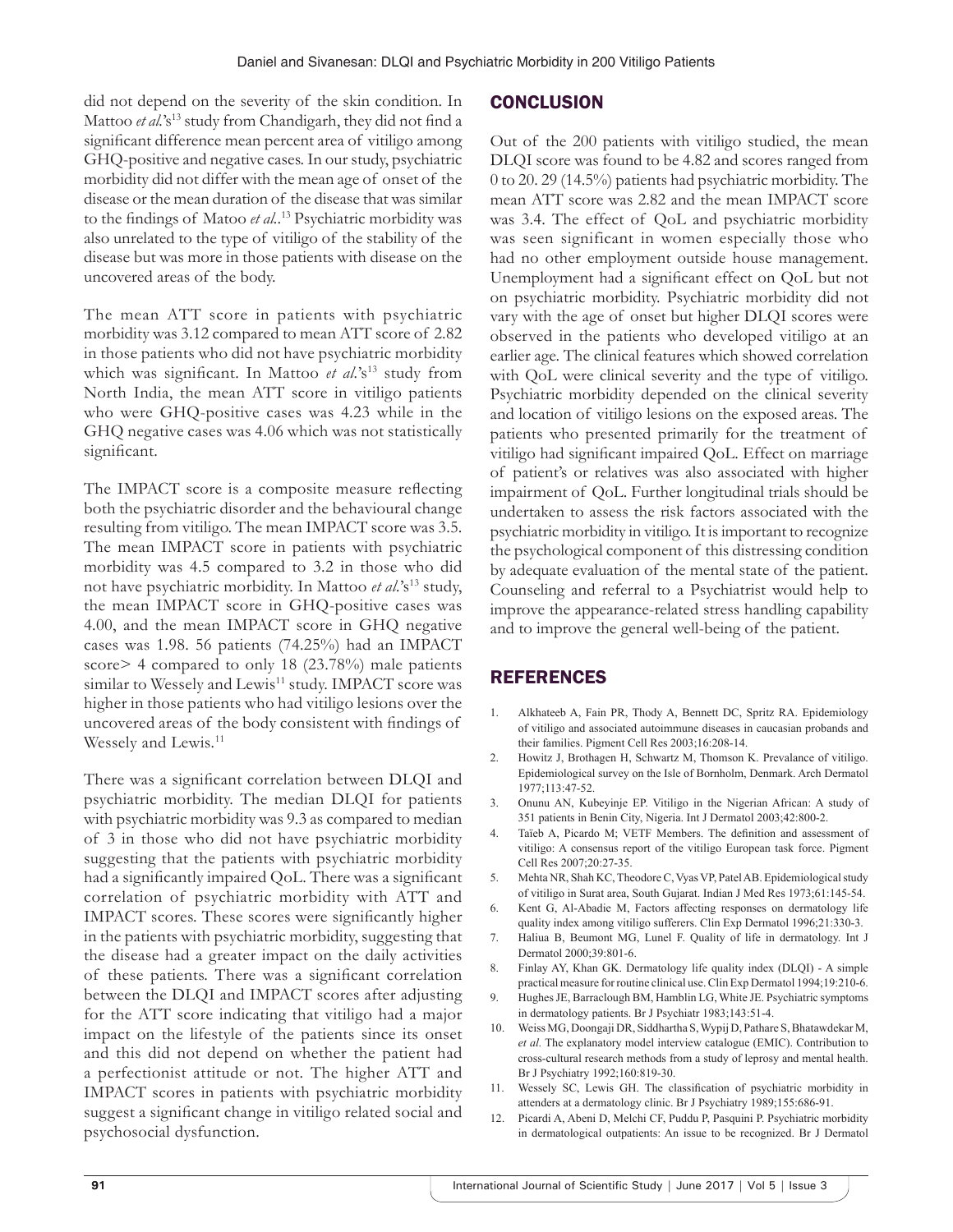did not depend on the severity of the skin condition. In Mattoo *et al.*'s[13] study from Chandigarh, they did not find a significant difference mean percent area of vitiligo among GHQ-positive and negative cases. In our study, psychiatric morbidity did not differ with the mean age of onset of the disease or the mean duration of the disease that was similar to the findings of Matoo *et al.*.[13] Psychiatric morbidity was also unrelated to the type of vitiligo of the stability of the disease but was more in those patients with disease on the uncovered areas of the body.

The mean ATT score in patients with psychiatric morbidity was 3.12 compared to mean ATT score of 2.82 in those patients who did not have psychiatric morbidity which was significant. In Mattoo *et al.*'s[13] study from North India, the mean ATT score in vitiligo patients who were GHQ-positive cases was 4.23 while in the GHQ negative cases was 4.06 which was not statistically significant.

The IMPACT score is a composite measure reflecting both the psychiatric disorder and the behavioural change resulting from vitiligo. The mean IMPACT score was 3.5. The mean IMPACT score in patients with psychiatric morbidity was 4.5 compared to 3.2 in those who did not have psychiatric morbidity. In Mattoo *et al.*'s[13] study, the mean IMPACT score in GHQ-positive cases was 4.00, and the mean IMPACT score in GHQ negative cases was 1.98. 56 patients (74.25%) had an IMPACT score> 4 compared to only 18 (23.78%) male patients similar to Wessely and Lewis[11] study. IMPACT score was higher in those patients who had vitiligo lesions over the uncovered areas of the body consistent with findings of Wessely and Lewis.[11]

There was a significant correlation between DLQI and psychiatric morbidity. The median DLQI for patients with psychiatric morbidity was 9.3 as compared to median of 3 in those who did not have psychiatric morbidity suggesting that the patients with psychiatric morbidity had a significantly impaired QoL. There was a significant correlation of psychiatric morbidity with ATT and IMPACT scores. These scores were significantly higher in the patients with psychiatric morbidity, suggesting that the disease had a greater impact on the daily activities of these patients. There was a significant correlation between the DLQI and IMPACT scores after adjusting for the ATT score indicating that vitiligo had a major impact on the lifestyle of the patients since its onset and this did not depend on whether the patient had a perfectionist attitude or not. The higher ATT and IMPACT scores in patients with psychiatric morbidity suggest a significant change in vitiligo related social and psychosocial dysfunction.

## CONCLUSION

Out of the 200 patients with vitiligo studied, the mean DLQI score was found to be 4.82 and scores ranged from 0 to 20. 29 (14.5%) patients had psychiatric morbidity. The mean ATT score was 2.82 and the mean IMPACT score was 3.4. The effect of QoL and psychiatric morbidity was seen significant in women especially those who had no other employment outside house management. Unemployment had a significant effect on QoL but not on psychiatric morbidity. Psychiatric morbidity did not vary with the age of onset but higher DLQI scores were observed in the patients who developed vitiligo at an earlier age. The clinical features which showed correlation with QoL were clinical severity and the type of vitiligo. Psychiatric morbidity depended on the clinical severity and location of vitiligo lesions on the exposed areas. The patients who presented primarily for the treatment of vitiligo had significant impaired QoL. Effect on marriage of patient's or relatives was also associated with higher impairment of QoL. Further longitudinal trials should be undertaken to assess the risk factors associated with the psychiatric morbidity in vitiligo. It is important to recognize the psychological component of this distressing condition by adequate evaluation of the mental state of the patient. Counseling and referral to a Psychiatrist would help to improve the appearance-related stress handling capability and to improve the general well-being of the patient.

## REFERENCES

1. Alkhateeb A, Fain PR, Thody A, Bennett DC, Spritz RA. Epidemiology of vitiligo and associated autoimmune diseases in caucasian probands and their families. Pigment Cell Res 2003;16:208-14.
2. Howitz J, Brothagen H, Schwartz M, Thomson K. Prevalance of vitiligo. Epidemiological survey on the Isle of Bornholm, Denmark. Arch Dermatol 1977;113:47-52.
3. Onunu AN, Kubeyinje EP. Vitiligo in the Nigerian African: A study of 351 patients in Benin City, Nigeria. Int J Dermatol 2003;42:800-2.
4. Taïeb A, Picardo M; VETF Members. The definition and assessment of vitiligo: A consensus report of the vitiligo European task force. Pigment Cell Res 2007;20:27-35.
5. Mehta NR, Shah KC, Theodore C, Vyas VP, Patel AB. Epidemiological study of vitiligo in Surat area, South Gujarat. Indian J Med Res 1973;61:145-54.
6. Kent G, Al-Abadie M, Factors affecting responses on dermatology life quality index among vitiligo sufferers. Clin Exp Dermatol 1996;21:330-3.
7. Haliua B, Beumont MG, Lunel F. Quality of life in dermatology. Int J Dermatol 2000;39:801-6.
8. Finlay AY, Khan GK. Dermatology life quality index (DLQI) - A simple practical measure for routine clinical use. Clin Exp Dermatol 1994;19:210-6.
9. Hughes JE, Barraclough BM, Hamblin LG, White JE. Psychiatric symptoms in dermatology patients. Br J Psychiatr 1983;143:51-4.
10. Weiss MG, Doongaji DR, Siddhartha S, Wypij D, Pathare S, Bhatawdekar M, *et al.* The explanatory model interview catalogue (EMIC). Contribution to cross-cultural research methods from a study of leprosy and mental health. Br J Psychiatry 1992;160:819-30.
11. Wessely SC, Lewis GH. The classification of psychiatric morbidity in attenders at a dermatology clinic. Br J Psychiatry 1989;155:686-91.
12. Picardi A, Abeni D, Melchi CF, Puddu P, Pasquini P. Psychiatric morbidity in dermatological outpatients: An issue to be recognized. Br J Dermatol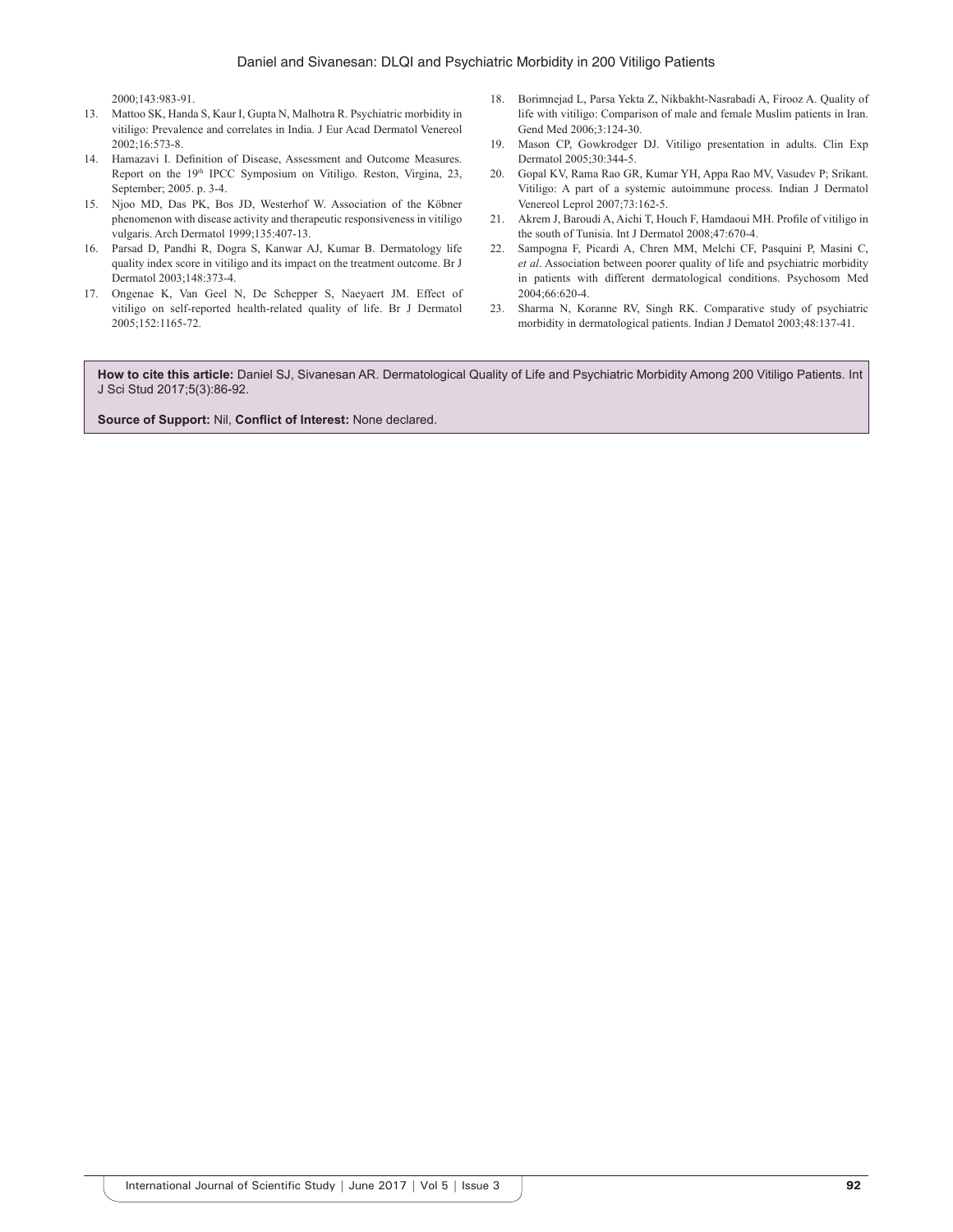2000;143:983-91.

13. Mattoo SK, Handa S, Kaur I, Gupta N, Malhotra R. Psychiatric morbidity in vitiligo: Prevalence and correlates in India. J Eur Acad Dermatol Venereol 2002;16:573-8.
14. Hamazavi I. Definition of Disease, Assessment and Outcome Measures. Report on the 19th IPCC Symposium on Vitiligo. Reston, Virgina, 23, September; 2005. p. 3-4.
15. Njoo MD, Das PK, Bos JD, Westerhof W. Association of the Köbner phenomenon with disease activity and therapeutic responsiveness in vitiligo vulgaris. Arch Dermatol 1999;135:407-13.
16. Parsad D, Pandhi R, Dogra S, Kanwar AJ, Kumar B. Dermatology life quality index score in vitiligo and its impact on the treatment outcome. Br J Dermatol 2003;148:373-4.
17. Ongenae K, Van Geel N, De Schepper S, Naeyaert JM. Effect of vitiligo on self-reported health-related quality of life. Br J Dermatol 2005;152:1165-72.
18. Borimnejad L, Parsa Yekta Z, Nikbakht-Nasrabadi A, Firooz A. Quality of life with vitiligo: Comparison of male and female Muslim patients in Iran. Gend Med 2006;3:124-30.
19. Mason CP, Gowkrodger DJ. Vitiligo presentation in adults. Clin Exp Dermatol 2005;30:344-5.
20. Gopal KV, Rama Rao GR, Kumar YH, Appa Rao MV, Vasudev P; Srikant. Vitiligo: A part of a systemic autoimmune process. Indian J Dermatol Venereol Leprol 2007;73:162-5.
21. Akrem J, Baroudi A, Aichi T, Houch F, Hamdaoui MH. Profile of vitiligo in the south of Tunisia. Int J Dermatol 2008;47:670-4.
22. Sampogna F, Picardi A, Chren MM, Melchi CF, Pasquini P, Masini C, *et al*. Association between poorer quality of life and psychiatric morbidity in patients with different dermatological conditions. Psychosom Med 2004;66:620-4.
23. Sharma N, Koranne RV, Singh RK. Comparative study of psychiatric morbidity in dermatological patients. Indian J Dematol 2003;48:137-41.

**How to cite this article:** Daniel SJ, Sivanesan AR. Dermatological Quality of Life and Psychiatric Morbidity Among 200 Vitiligo Patients. Int J Sci Stud 2017;5(3):86-92.

**Source of Support:** Nil, **Conflict of Interest:** None declared.